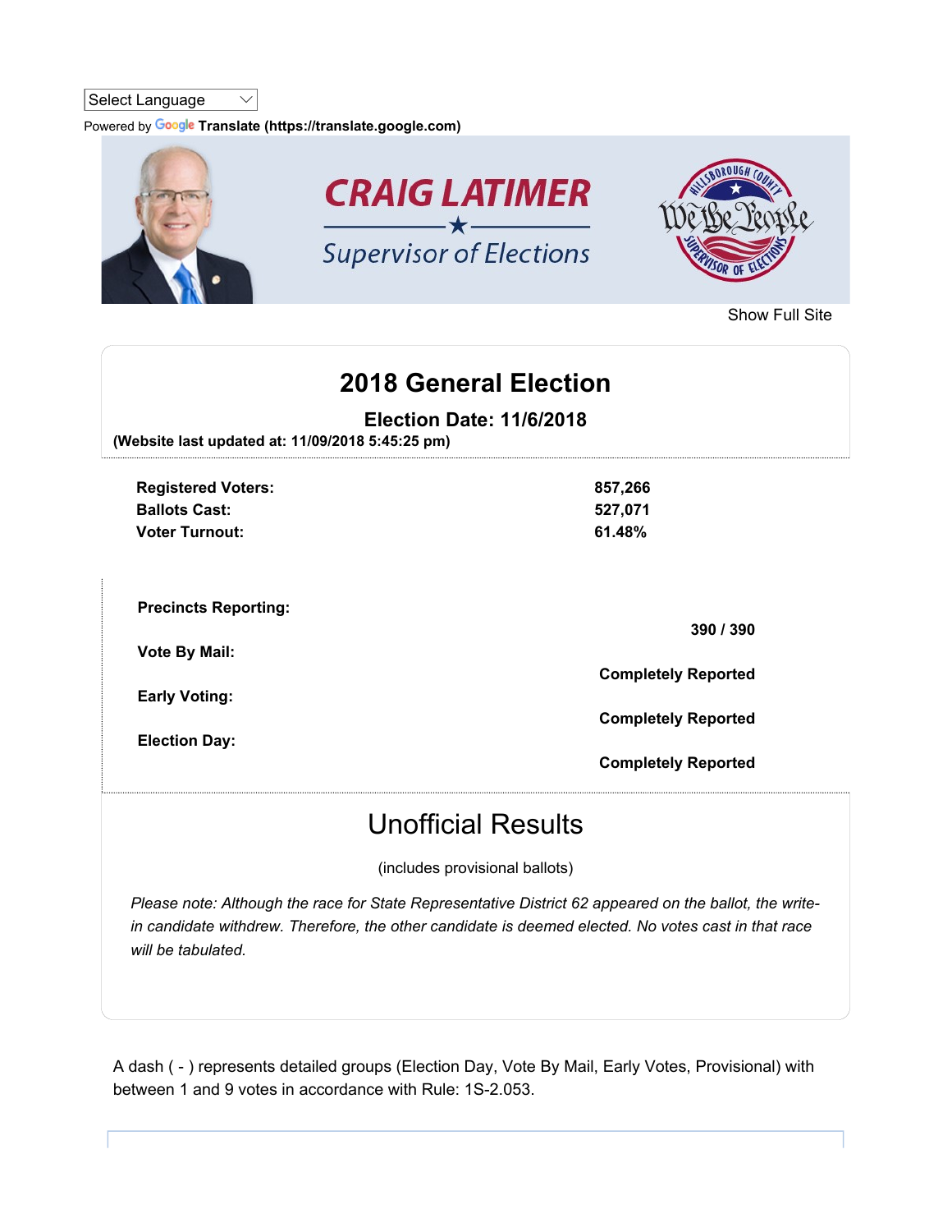Select Language

Powered by Google Translate (https://translate.google.com)

**CRAIG LATIMER**

*Supervisor of Elections*

Show Full Site

# 2018 General Election

## Election Date: 11/6/2018

**(Website last updated at: 11/09/2018 5:45:25 pm)**

| | |
|---|---|
| **Registered Voters:** | **857,266** |
| **Ballots Cast:** | **527,071** |
| **Voter Turnout:** | **61.48%** |

| | |
|---|---|
| **Precincts Reporting:** | **390 / 390** |
| **Vote By Mail:** | **Completely Reported** |
| **Early Voting:** | **Completely Reported** |
| **Election Day:** | **Completely Reported** |

## Unofficial Results

(includes provisional ballots)

*Please note: Although the race for State Representative District 62 appeared on the ballot, the write-in candidate withdrew. Therefore, the other candidate is deemed elected. No votes cast in that race will be tabulated.*

A dash ( - ) represents detailed groups (Election Day, Vote By Mail, Early Votes, Provisional) with between 1 and 9 votes in accordance with Rule: 1S-2.053.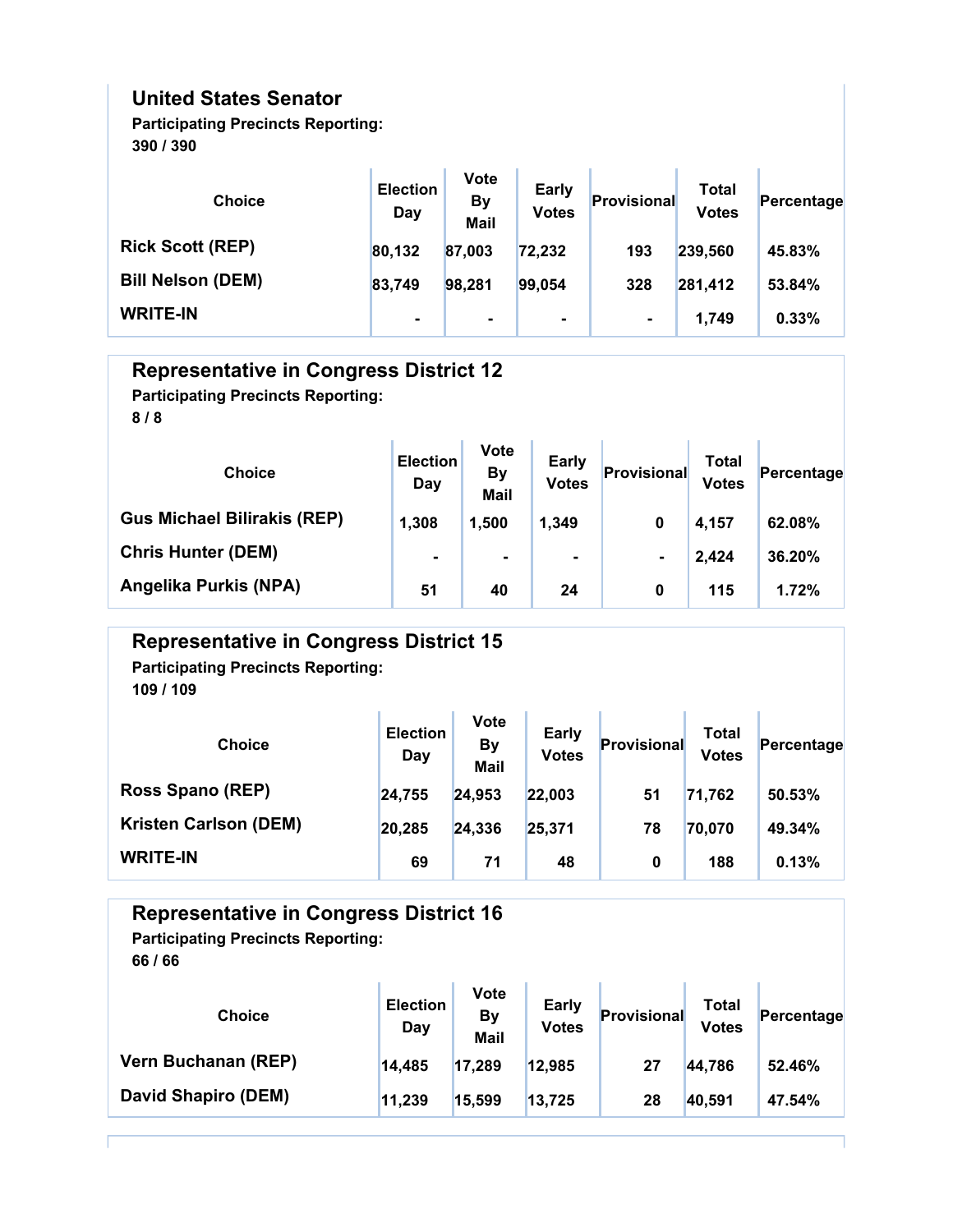## United States Senator

**Participating Precincts Reporting:**
**390 / 390**

| Choice | Election Day | Vote By Mail | Early Votes | Provisional | Total Votes | Percentage |
|---|---|---|---|---|---|---|
| Rick Scott (REP) | 80,132 | 87,003 | 72,232 | 193 | 239,560 | 45.83% |
| Bill Nelson (DEM) | 83,749 | 98,281 | 99,054 | 328 | 281,412 | 53.84% |
| WRITE-IN | - | - | - | - | 1,749 | 0.33% |

## Representative in Congress District 12

**Participating Precincts Reporting:**
**8 / 8**

| Choice | Election Day | Vote By Mail | Early Votes | Provisional | Total Votes | Percentage |
|---|---|---|---|---|---|---|
| Gus Michael Bilirakis (REP) | 1,308 | 1,500 | 1,349 | 0 | 4,157 | 62.08% |
| Chris Hunter (DEM) | - | - | - | - | 2,424 | 36.20% |
| Angelika Purkis (NPA) | 51 | 40 | 24 | 0 | 115 | 1.72% |

## Representative in Congress District 15

**Participating Precincts Reporting:**
**109 / 109**

| Choice | Election Day | Vote By Mail | Early Votes | Provisional | Total Votes | Percentage |
|---|---|---|---|---|---|---|
| Ross Spano (REP) | 24,755 | 24,953 | 22,003 | 51 | 71,762 | 50.53% |
| Kristen Carlson (DEM) | 20,285 | 24,336 | 25,371 | 78 | 70,070 | 49.34% |
| WRITE-IN | 69 | 71 | 48 | 0 | 188 | 0.13% |

## Representative in Congress District 16

**Participating Precincts Reporting:**
**66 / 66**

| Choice | Election Day | Vote By Mail | Early Votes | Provisional | Total Votes | Percentage |
|---|---|---|---|---|---|---|
| Vern Buchanan (REP) | 14,485 | 17,289 | 12,985 | 27 | 44,786 | 52.46% |
| David Shapiro (DEM) | 11,239 | 15,599 | 13,725 | 28 | 40,591 | 47.54% |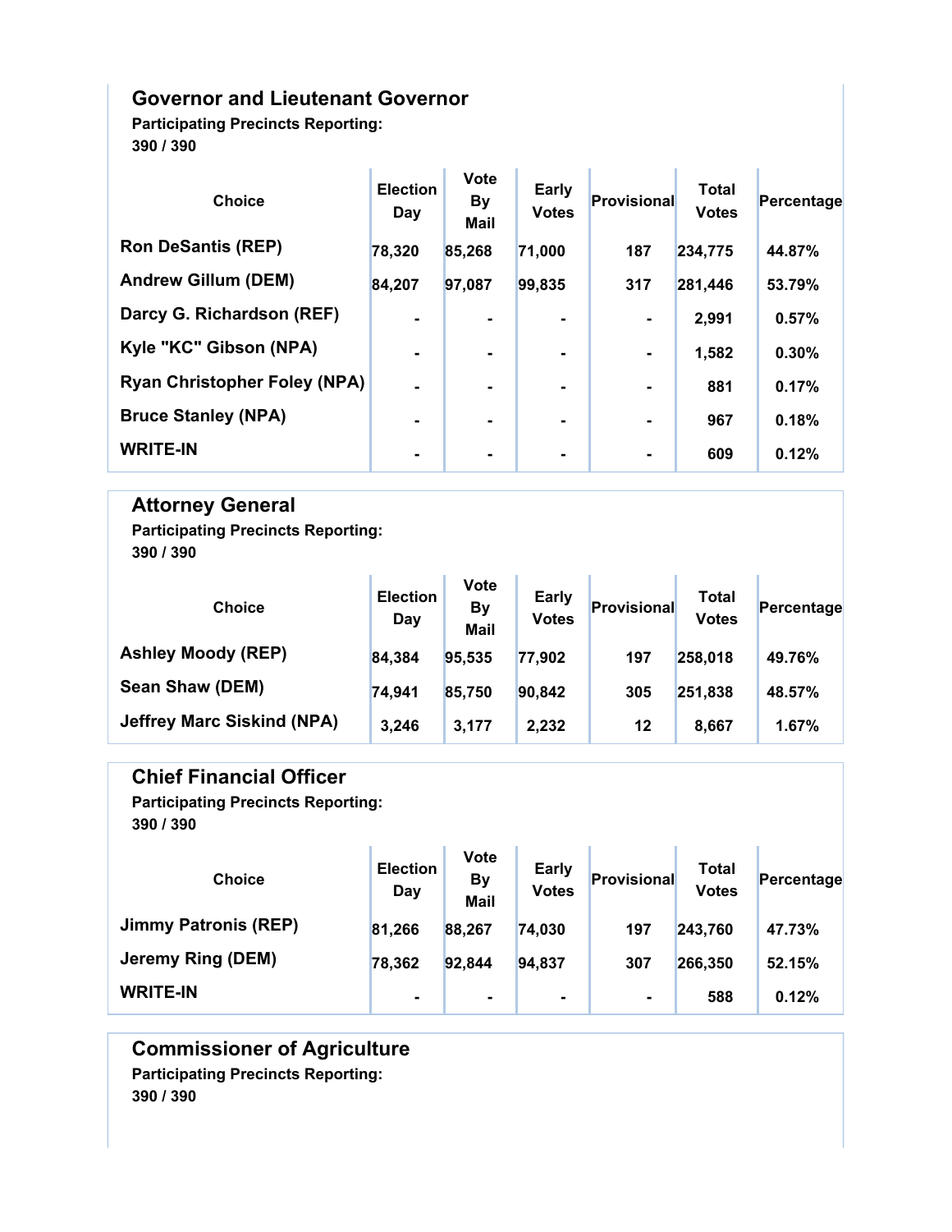## Governor and Lieutenant Governor

**Participating Precincts Reporting:**
**390 / 390**

| Choice | Election Day | Vote By Mail | Early Votes | Provisional | Total Votes | Percentage |
|---|---|---|---|---|---|---|
| Ron DeSantis (REP) | 78,320 | 85,268 | 71,000 | 187 | 234,775 | 44.87% |
| Andrew Gillum (DEM) | 84,207 | 97,087 | 99,835 | 317 | 281,446 | 53.79% |
| Darcy G. Richardson (REF) | - | - | - | - | 2,991 | 0.57% |
| Kyle "KC" Gibson (NPA) | - | - | - | - | 1,582 | 0.30% |
| Ryan Christopher Foley (NPA) | - | - | - | - | 881 | 0.17% |
| Bruce Stanley (NPA) | - | - | - | - | 967 | 0.18% |
| WRITE-IN | - | - | - | - | 609 | 0.12% |

## Attorney General

**Participating Precincts Reporting:**
**390 / 390**

| Choice | Election Day | Vote By Mail | Early Votes | Provisional | Total Votes | Percentage |
|---|---|---|---|---|---|---|
| Ashley Moody (REP) | 84,384 | 95,535 | 77,902 | 197 | 258,018 | 49.76% |
| Sean Shaw (DEM) | 74,941 | 85,750 | 90,842 | 305 | 251,838 | 48.57% |
| Jeffrey Marc Siskind (NPA) | 3,246 | 3,177 | 2,232 | 12 | 8,667 | 1.67% |

## Chief Financial Officer

**Participating Precincts Reporting:**
**390 / 390**

| Choice | Election Day | Vote By Mail | Early Votes | Provisional | Total Votes | Percentage |
|---|---|---|---|---|---|---|
| Jimmy Patronis (REP) | 81,266 | 88,267 | 74,030 | 197 | 243,760 | 47.73% |
| Jeremy Ring (DEM) | 78,362 | 92,844 | 94,837 | 307 | 266,350 | 52.15% |
| WRITE-IN | - | - | - | - | 588 | 0.12% |

## Commissioner of Agriculture

**Participating Precincts Reporting:**
**390 / 390**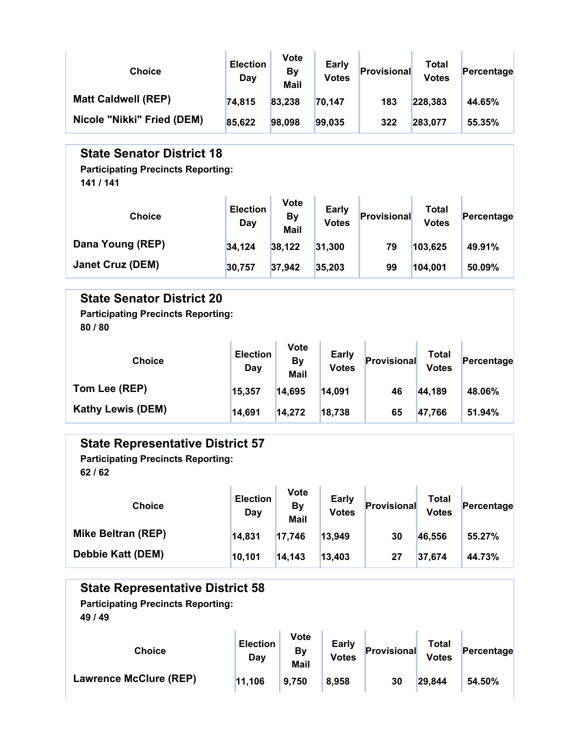| Choice | Election Day | Vote By Mail | Early Votes | Provisional | Total Votes | Percentage |
|---|---|---|---|---|---|---|
| Matt Caldwell (REP) | 74,815 | 83,238 | 70,147 | 183 | 228,383 | 44.65% |
| Nicole "Nikki" Fried (DEM) | 85,622 | 98,098 | 99,035 | 322 | 283,077 | 55.35% |

## State Senator District 18

**Participating Precincts Reporting:**
**141 / 141**

| Choice | Election Day | Vote By Mail | Early Votes | Provisional | Total Votes | Percentage |
|---|---|---|---|---|---|---|
| Dana Young (REP) | 34,124 | 38,122 | 31,300 | 79 | 103,625 | 49.91% |
| Janet Cruz (DEM) | 30,757 | 37,942 | 35,203 | 99 | 104,001 | 50.09% |

## State Senator District 20

**Participating Precincts Reporting:**
**80 / 80**

| Choice | Election Day | Vote By Mail | Early Votes | Provisional | Total Votes | Percentage |
|---|---|---|---|---|---|---|
| Tom Lee (REP) | 15,357 | 14,695 | 14,091 | 46 | 44,189 | 48.06% |
| Kathy Lewis (DEM) | 14,691 | 14,272 | 18,738 | 65 | 47,766 | 51.94% |

## State Representative District 57

**Participating Precincts Reporting:**
**62 / 62**

| Choice | Election Day | Vote By Mail | Early Votes | Provisional | Total Votes | Percentage |
|---|---|---|---|---|---|---|
| Mike Beltran (REP) | 14,831 | 17,746 | 13,949 | 30 | 46,556 | 55.27% |
| Debbie Katt (DEM) | 10,101 | 14,143 | 13,403 | 27 | 37,674 | 44.73% |

## State Representative District 58

**Participating Precincts Reporting:**
**49 / 49**

| Choice | Election Day | Vote By Mail | Early Votes | Provisional | Total Votes | Percentage |
|---|---|---|---|---|---|---|
| Lawrence McClure (REP) | 11,106 | 9,750 | 8,958 | 30 | 29,844 | 54.50% |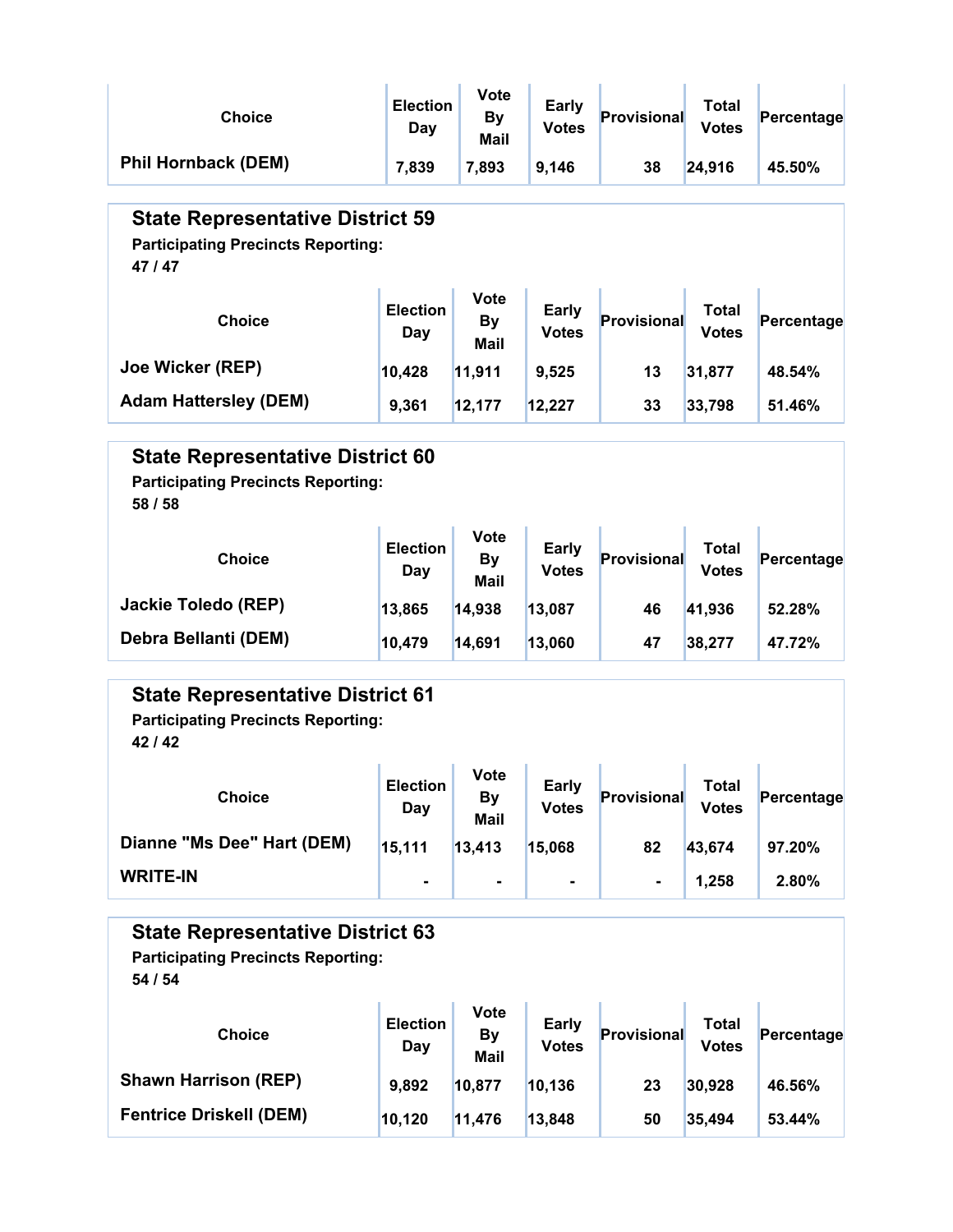| Choice | Election Day | Vote By Mail | Early Votes | Provisional | Total Votes | Percentage |
| --- | --- | --- | --- | --- | --- | --- |
| Phil Hornback (DEM) | 7,839 | 7,893 | 9,146 | 38 | 24,916 | 45.50% |

## State Representative District 59

**Participating Precincts Reporting:**
**47 / 47**

| Choice | Election Day | Vote By Mail | Early Votes | Provisional | Total Votes | Percentage |
| --- | --- | --- | --- | --- | --- | --- |
| Joe Wicker (REP) | 10,428 | 11,911 | 9,525 | 13 | 31,877 | 48.54% |
| Adam Hattersley (DEM) | 9,361 | 12,177 | 12,227 | 33 | 33,798 | 51.46% |

## State Representative District 60

**Participating Precincts Reporting:**
**58 / 58**

| Choice | Election Day | Vote By Mail | Early Votes | Provisional | Total Votes | Percentage |
| --- | --- | --- | --- | --- | --- | --- |
| Jackie Toledo (REP) | 13,865 | 14,938 | 13,087 | 46 | 41,936 | 52.28% |
| Debra Bellanti (DEM) | 10,479 | 14,691 | 13,060 | 47 | 38,277 | 47.72% |

## State Representative District 61

**Participating Precincts Reporting:**
**42 / 42**

| Choice | Election Day | Vote By Mail | Early Votes | Provisional | Total Votes | Percentage |
| --- | --- | --- | --- | --- | --- | --- |
| Dianne "Ms Dee" Hart (DEM) | 15,111 | 13,413 | 15,068 | 82 | 43,674 | 97.20% |
| WRITE-IN | - | - | - | - | 1,258 | 2.80% |

## State Representative District 63

**Participating Precincts Reporting:**
**54 / 54**

| Choice | Election Day | Vote By Mail | Early Votes | Provisional | Total Votes | Percentage |
| --- | --- | --- | --- | --- | --- | --- |
| Shawn Harrison (REP) | 9,892 | 10,877 | 10,136 | 23 | 30,928 | 46.56% |
| Fentrice Driskell (DEM) | 10,120 | 11,476 | 13,848 | 50 | 35,494 | 53.44% |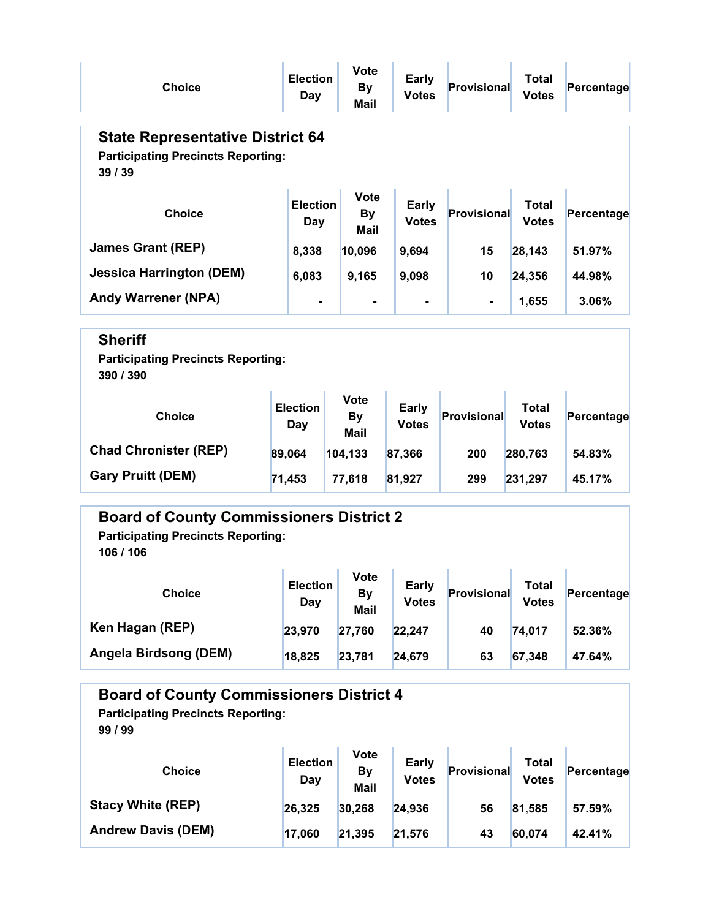| Choice | Election Day | Vote By Mail | Early Votes | Provisional | Total Votes | Percentage |
|---|---|---|---|---|---|---|

## State Representative District 64

**Participating Precincts Reporting:**
**39 / 39**

| Choice | Election Day | Vote By Mail | Early Votes | Provisional | Total Votes | Percentage |
|---|---|---|---|---|---|---|
| James Grant (REP) | 8,338 | 10,096 | 9,694 | 15 | 28,143 | 51.97% |
| Jessica Harrington (DEM) | 6,083 | 9,165 | 9,098 | 10 | 24,356 | 44.98% |
| Andy Warrener (NPA) | - | - | - | - | 1,655 | 3.06% |

## Sheriff

**Participating Precincts Reporting:**
**390 / 390**

| Choice | Election Day | Vote By Mail | Early Votes | Provisional | Total Votes | Percentage |
|---|---|---|---|---|---|---|
| Chad Chronister (REP) | 89,064 | 104,133 | 87,366 | 200 | 280,763 | 54.83% |
| Gary Pruitt (DEM) | 71,453 | 77,618 | 81,927 | 299 | 231,297 | 45.17% |

## Board of County Commissioners District 2

**Participating Precincts Reporting:**
**106 / 106**

| Choice | Election Day | Vote By Mail | Early Votes | Provisional | Total Votes | Percentage |
|---|---|---|---|---|---|---|
| Ken Hagan (REP) | 23,970 | 27,760 | 22,247 | 40 | 74,017 | 52.36% |
| Angela Birdsong (DEM) | 18,825 | 23,781 | 24,679 | 63 | 67,348 | 47.64% |

## Board of County Commissioners District 4

**Participating Precincts Reporting:**
**99 / 99**

| Choice | Election Day | Vote By Mail | Early Votes | Provisional | Total Votes | Percentage |
|---|---|---|---|---|---|---|
| Stacy White (REP) | 26,325 | 30,268 | 24,936 | 56 | 81,585 | 57.59% |
| Andrew Davis (DEM) | 17,060 | 21,395 | 21,576 | 43 | 60,074 | 42.41% |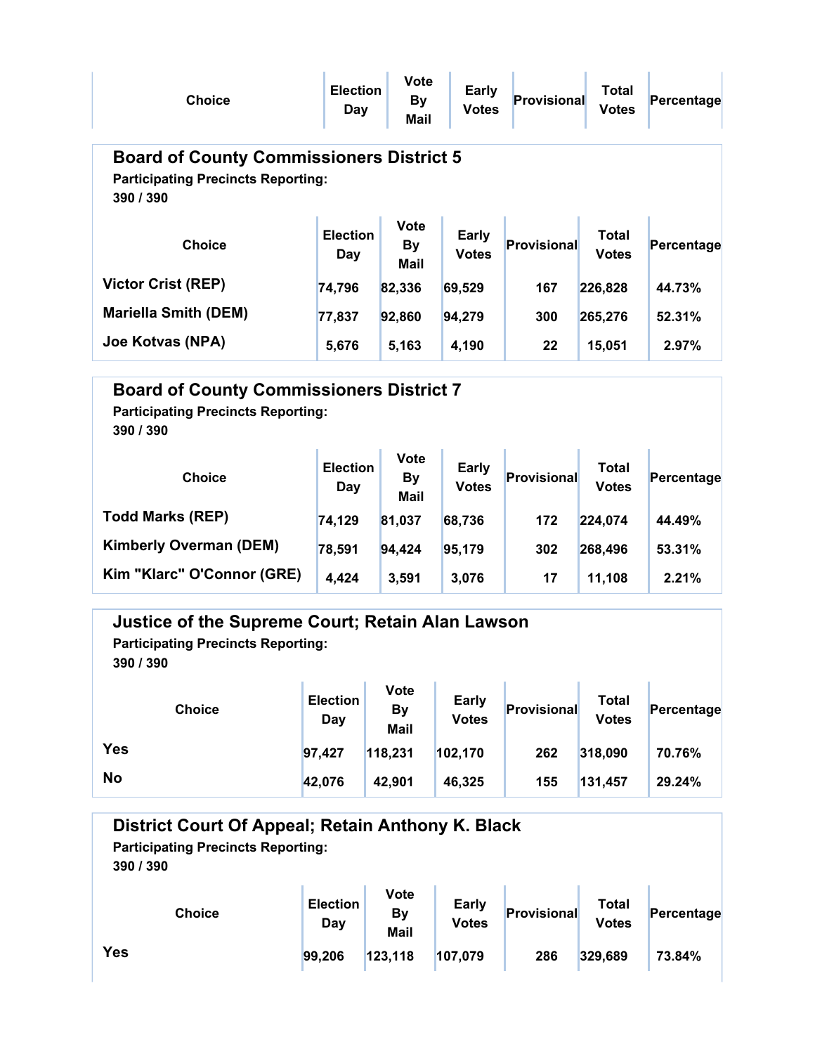| Choice | Election Day | Vote By Mail | Early Votes | Provisional | Total Votes | Percentage |
|---|---|---|---|---|---|---|

## Board of County Commissioners District 5

**Participating Precincts Reporting:**
**390 / 390**

| Choice | Election Day | Vote By Mail | Early Votes | Provisional | Total Votes | Percentage |
|---|---|---|---|---|---|---|
| Victor Crist (REP) | 74,796 | 82,336 | 69,529 | 167 | 226,828 | 44.73% |
| Mariella Smith (DEM) | 77,837 | 92,860 | 94,279 | 300 | 265,276 | 52.31% |
| Joe Kotvas (NPA) | 5,676 | 5,163 | 4,190 | 22 | 15,051 | 2.97% |

## Board of County Commissioners District 7

**Participating Precincts Reporting:**
**390 / 390**

| Choice | Election Day | Vote By Mail | Early Votes | Provisional | Total Votes | Percentage |
|---|---|---|---|---|---|---|
| Todd Marks (REP) | 74,129 | 81,037 | 68,736 | 172 | 224,074 | 44.49% |
| Kimberly Overman (DEM) | 78,591 | 94,424 | 95,179 | 302 | 268,496 | 53.31% |
| Kim "Klarc" O'Connor (GRE) | 4,424 | 3,591 | 3,076 | 17 | 11,108 | 2.21% |

## Justice of the Supreme Court; Retain Alan Lawson

**Participating Precincts Reporting:**
**390 / 390**

| Choice | Election Day | Vote By Mail | Early Votes | Provisional | Total Votes | Percentage |
|---|---|---|---|---|---|---|
| Yes | 97,427 | 118,231 | 102,170 | 262 | 318,090 | 70.76% |
| No | 42,076 | 42,901 | 46,325 | 155 | 131,457 | 29.24% |

## District Court Of Appeal; Retain Anthony K. Black

**Participating Precincts Reporting:**
**390 / 390**

| Choice | Election Day | Vote By Mail | Early Votes | Provisional | Total Votes | Percentage |
|---|---|---|---|---|---|---|
| Yes | 99,206 | 123,118 | 107,079 | 286 | 329,689 | 73.84% |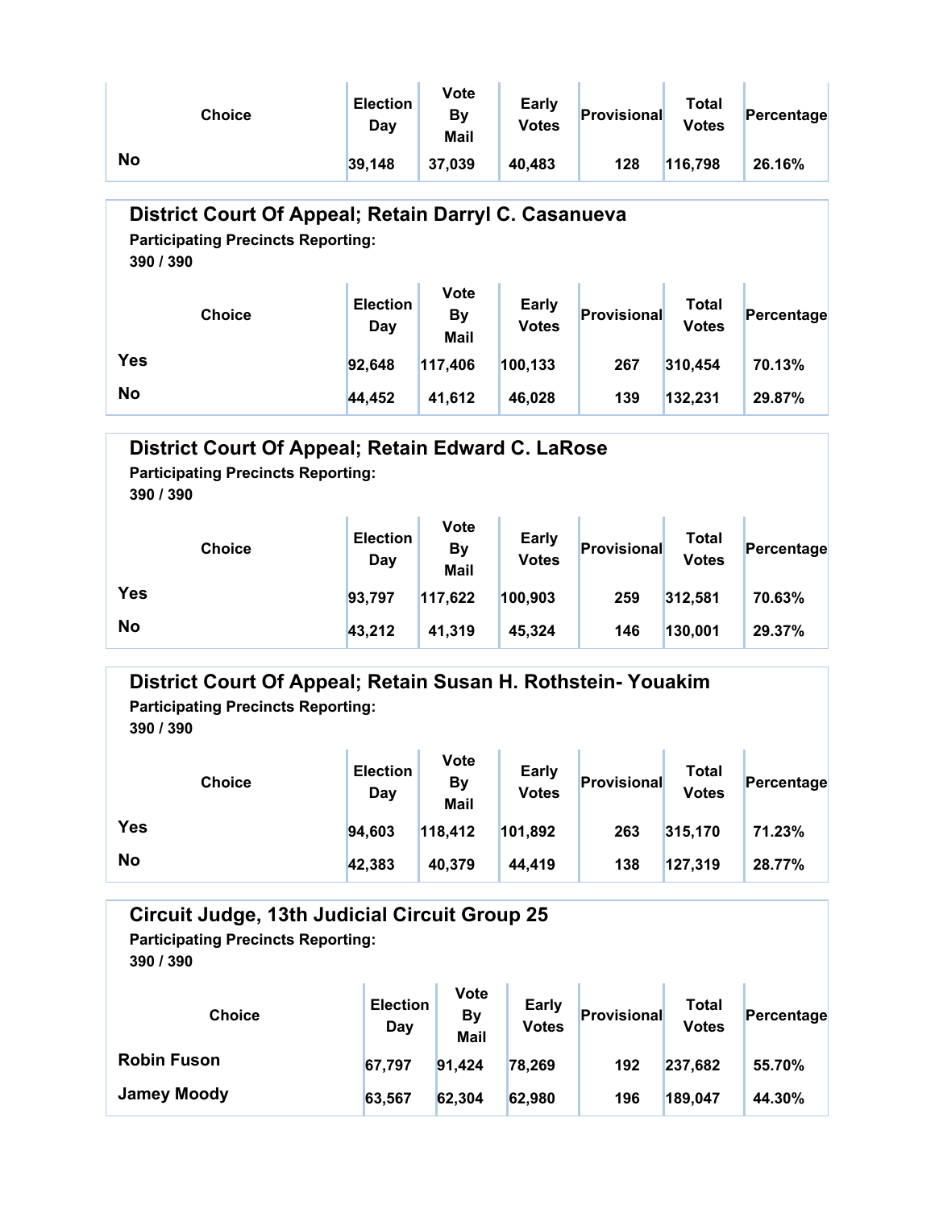| Choice | Election Day | Vote By Mail | Early Votes | Provisional | Total Votes | Percentage |
|---|---|---|---|---|---|---|
| No | 39,148 | 37,039 | 40,483 | 128 | 116,798 | 26.16% |

## District Court Of Appeal; Retain Darryl C. Casanueva

**Participating Precincts Reporting:**
**390 / 390**

| Choice | Election Day | Vote By Mail | Early Votes | Provisional | Total Votes | Percentage |
|---|---|---|---|---|---|---|
| Yes | 92,648 | 117,406 | 100,133 | 267 | 310,454 | 70.13% |
| No | 44,452 | 41,612 | 46,028 | 139 | 132,231 | 29.87% |

## District Court Of Appeal; Retain Edward C. LaRose

**Participating Precincts Reporting:**
**390 / 390**

| Choice | Election Day | Vote By Mail | Early Votes | Provisional | Total Votes | Percentage |
|---|---|---|---|---|---|---|
| Yes | 93,797 | 117,622 | 100,903 | 259 | 312,581 | 70.63% |
| No | 43,212 | 41,319 | 45,324 | 146 | 130,001 | 29.37% |

## District Court Of Appeal; Retain Susan H. Rothstein- Youakim

**Participating Precincts Reporting:**
**390 / 390**

| Choice | Election Day | Vote By Mail | Early Votes | Provisional | Total Votes | Percentage |
|---|---|---|---|---|---|---|
| Yes | 94,603 | 118,412 | 101,892 | 263 | 315,170 | 71.23% |
| No | 42,383 | 40,379 | 44,419 | 138 | 127,319 | 28.77% |

## Circuit Judge, 13th Judicial Circuit Group 25

**Participating Precincts Reporting:**
**390 / 390**

| Choice | Election Day | Vote By Mail | Early Votes | Provisional | Total Votes | Percentage |
|---|---|---|---|---|---|---|
| Robin Fuson | 67,797 | 91,424 | 78,269 | 192 | 237,682 | 55.70% |
| Jamey Moody | 63,567 | 62,304 | 62,980 | 196 | 189,047 | 44.30% |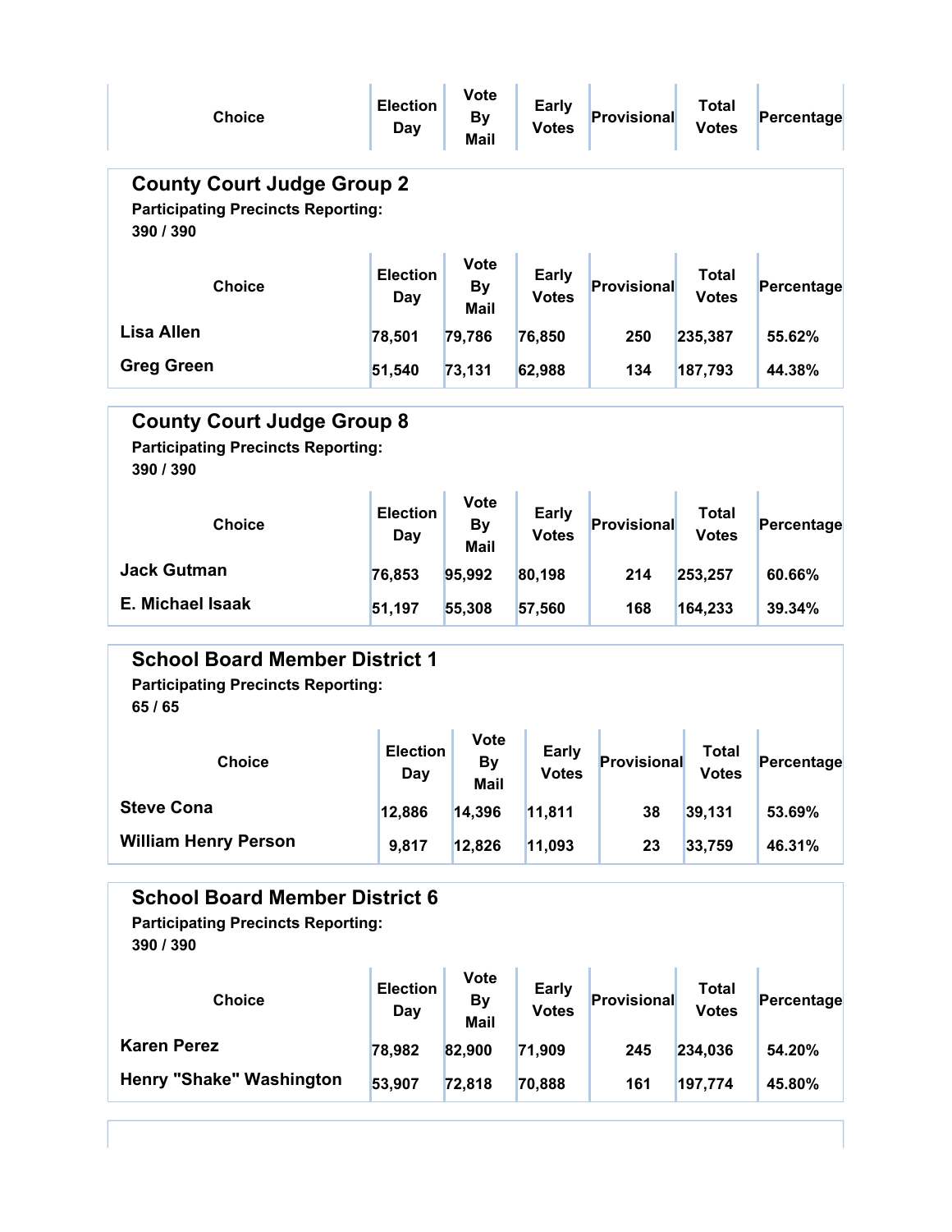| Choice | Election Day | Vote By Mail | Early Votes | Provisional | Total Votes | Percentage |
|---|---|---|---|---|---|---|

## County Court Judge Group 2

**Participating Precincts Reporting:**
**390 / 390**

| Choice | Election Day | Vote By Mail | Early Votes | Provisional | Total Votes | Percentage |
|---|---|---|---|---|---|---|
| Lisa Allen | 78,501 | 79,786 | 76,850 | 250 | 235,387 | 55.62% |
| Greg Green | 51,540 | 73,131 | 62,988 | 134 | 187,793 | 44.38% |

## County Court Judge Group 8

**Participating Precincts Reporting:**
**390 / 390**

| Choice | Election Day | Vote By Mail | Early Votes | Provisional | Total Votes | Percentage |
|---|---|---|---|---|---|---|
| Jack Gutman | 76,853 | 95,992 | 80,198 | 214 | 253,257 | 60.66% |
| E. Michael Isaak | 51,197 | 55,308 | 57,560 | 168 | 164,233 | 39.34% |

## School Board Member District 1

**Participating Precincts Reporting:**
**65 / 65**

| Choice | Election Day | Vote By Mail | Early Votes | Provisional | Total Votes | Percentage |
|---|---|---|---|---|---|---|
| Steve Cona | 12,886 | 14,396 | 11,811 | 38 | 39,131 | 53.69% |
| William Henry Person | 9,817 | 12,826 | 11,093 | 23 | 33,759 | 46.31% |

## School Board Member District 6

**Participating Precincts Reporting:**
**390 / 390**

| Choice | Election Day | Vote By Mail | Early Votes | Provisional | Total Votes | Percentage |
|---|---|---|---|---|---|---|
| Karen Perez | 78,982 | 82,900 | 71,909 | 245 | 234,036 | 54.20% |
| Henry "Shake" Washington | 53,907 | 72,818 | 70,888 | 161 | 197,774 | 45.80% |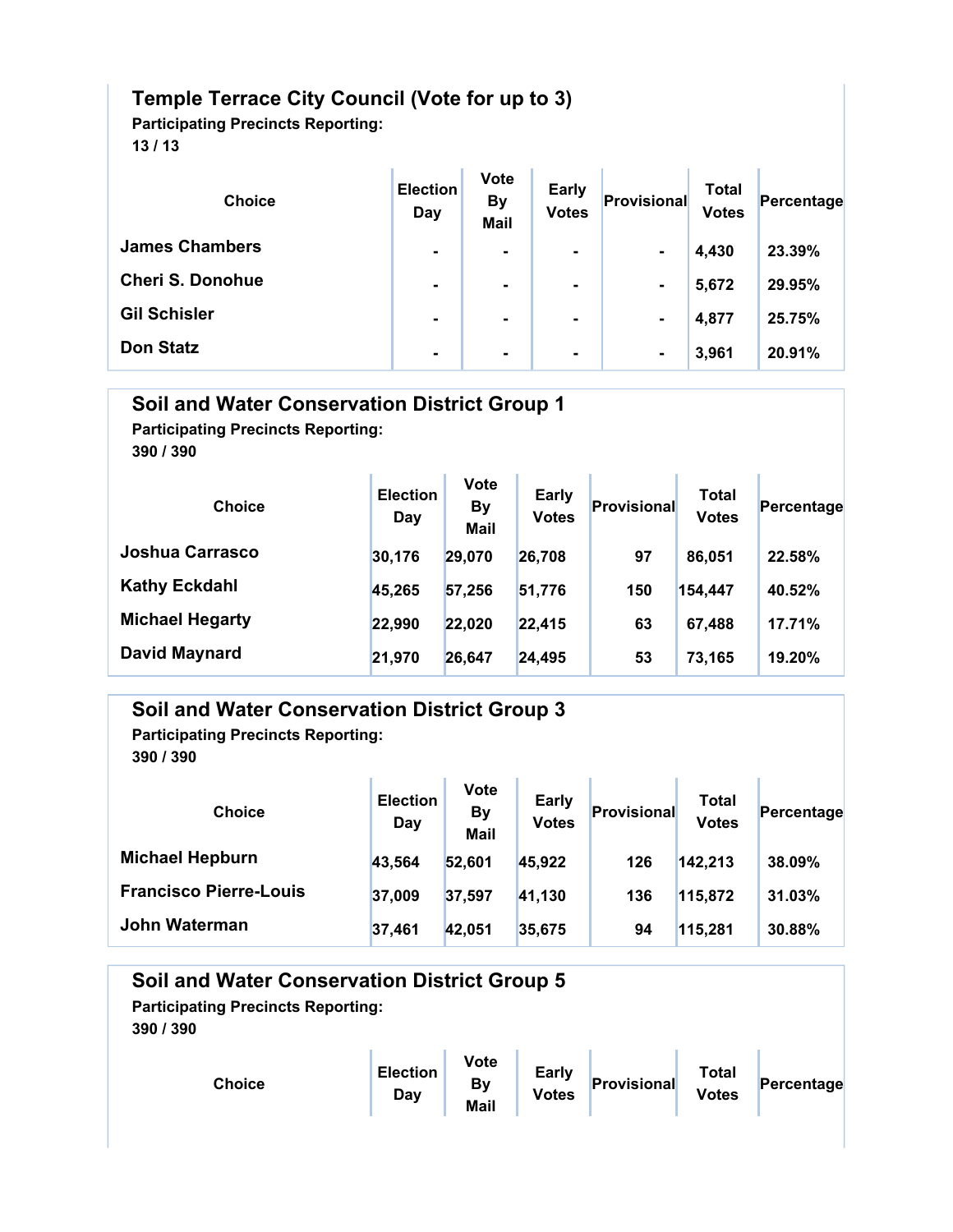## Temple Terrace City Council (Vote for up to 3)

**Participating Precincts Reporting:**
**13 / 13**

| Choice | Election Day | Vote By Mail | Early Votes | Provisional | Total Votes | Percentage |
|---|---|---|---|---|---|---|
| James Chambers | - | - | - | - | 4,430 | 23.39% |
| Cheri S. Donohue | - | - | - | - | 5,672 | 29.95% |
| Gil Schisler | - | - | - | - | 4,877 | 25.75% |
| Don Statz | - | - | - | - | 3,961 | 20.91% |

## Soil and Water Conservation District Group 1

**Participating Precincts Reporting:**
**390 / 390**

| Choice | Election Day | Vote By Mail | Early Votes | Provisional | Total Votes | Percentage |
|---|---|---|---|---|---|---|
| Joshua Carrasco | 30,176 | 29,070 | 26,708 | 97 | 86,051 | 22.58% |
| Kathy Eckdahl | 45,265 | 57,256 | 51,776 | 150 | 154,447 | 40.52% |
| Michael Hegarty | 22,990 | 22,020 | 22,415 | 63 | 67,488 | 17.71% |
| David Maynard | 21,970 | 26,647 | 24,495 | 53 | 73,165 | 19.20% |

## Soil and Water Conservation District Group 3

**Participating Precincts Reporting:**
**390 / 390**

| Choice | Election Day | Vote By Mail | Early Votes | Provisional | Total Votes | Percentage |
|---|---|---|---|---|---|---|
| Michael Hepburn | 43,564 | 52,601 | 45,922 | 126 | 142,213 | 38.09% |
| Francisco Pierre-Louis | 37,009 | 37,597 | 41,130 | 136 | 115,872 | 31.03% |
| John Waterman | 37,461 | 42,051 | 35,675 | 94 | 115,281 | 30.88% |

## Soil and Water Conservation District Group 5

**Participating Precincts Reporting:**
**390 / 390**

| Choice | Election Day | Vote By Mail | Early Votes | Provisional | Total Votes | Percentage |
|---|---|---|---|---|---|---|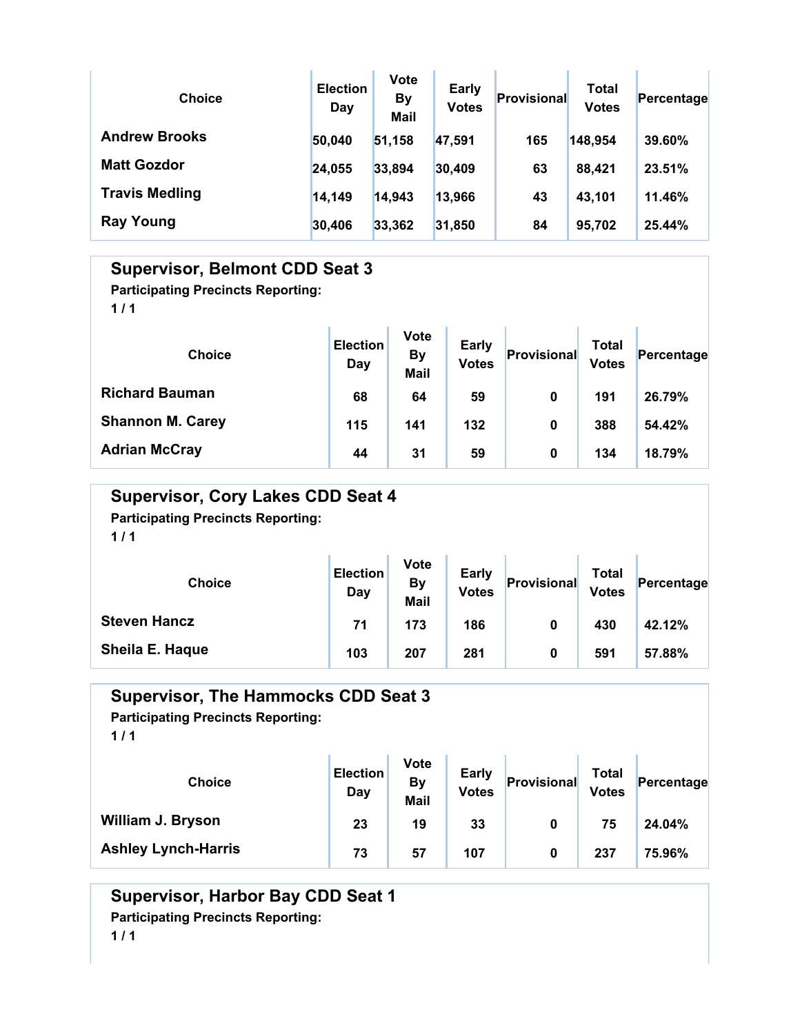| Choice | Election Day | Vote By Mail | Early Votes | Provisional | Total Votes | Percentage |
|---|---|---|---|---|---|---|
| Andrew Brooks | 50,040 | 51,158 | 47,591 | 165 | 148,954 | 39.60% |
| Matt Gozdor | 24,055 | 33,894 | 30,409 | 63 | 88,421 | 23.51% |
| Travis Medling | 14,149 | 14,943 | 13,966 | 43 | 43,101 | 11.46% |
| Ray Young | 30,406 | 33,362 | 31,850 | 84 | 95,702 | 25.44% |

## Supervisor, Belmont CDD Seat 3

**Participating Precincts Reporting:**
**1 / 1**

| Choice | Election Day | Vote By Mail | Early Votes | Provisional | Total Votes | Percentage |
|---|---|---|---|---|---|---|
| Richard Bauman | 68 | 64 | 59 | 0 | 191 | 26.79% |
| Shannon M. Carey | 115 | 141 | 132 | 0 | 388 | 54.42% |
| Adrian McCray | 44 | 31 | 59 | 0 | 134 | 18.79% |

## Supervisor, Cory Lakes CDD Seat 4

**Participating Precincts Reporting:**
**1 / 1**

| Choice | Election Day | Vote By Mail | Early Votes | Provisional | Total Votes | Percentage |
|---|---|---|---|---|---|---|
| Steven Hancz | 71 | 173 | 186 | 0 | 430 | 42.12% |
| Sheila E. Haque | 103 | 207 | 281 | 0 | 591 | 57.88% |

## Supervisor, The Hammocks CDD Seat 3

**Participating Precincts Reporting:**
**1 / 1**

| Choice | Election Day | Vote By Mail | Early Votes | Provisional | Total Votes | Percentage |
|---|---|---|---|---|---|---|
| William J. Bryson | 23 | 19 | 33 | 0 | 75 | 24.04% |
| Ashley Lynch-Harris | 73 | 57 | 107 | 0 | 237 | 75.96% |

## Supervisor, Harbor Bay CDD Seat 1

**Participating Precincts Reporting:**
**1 / 1**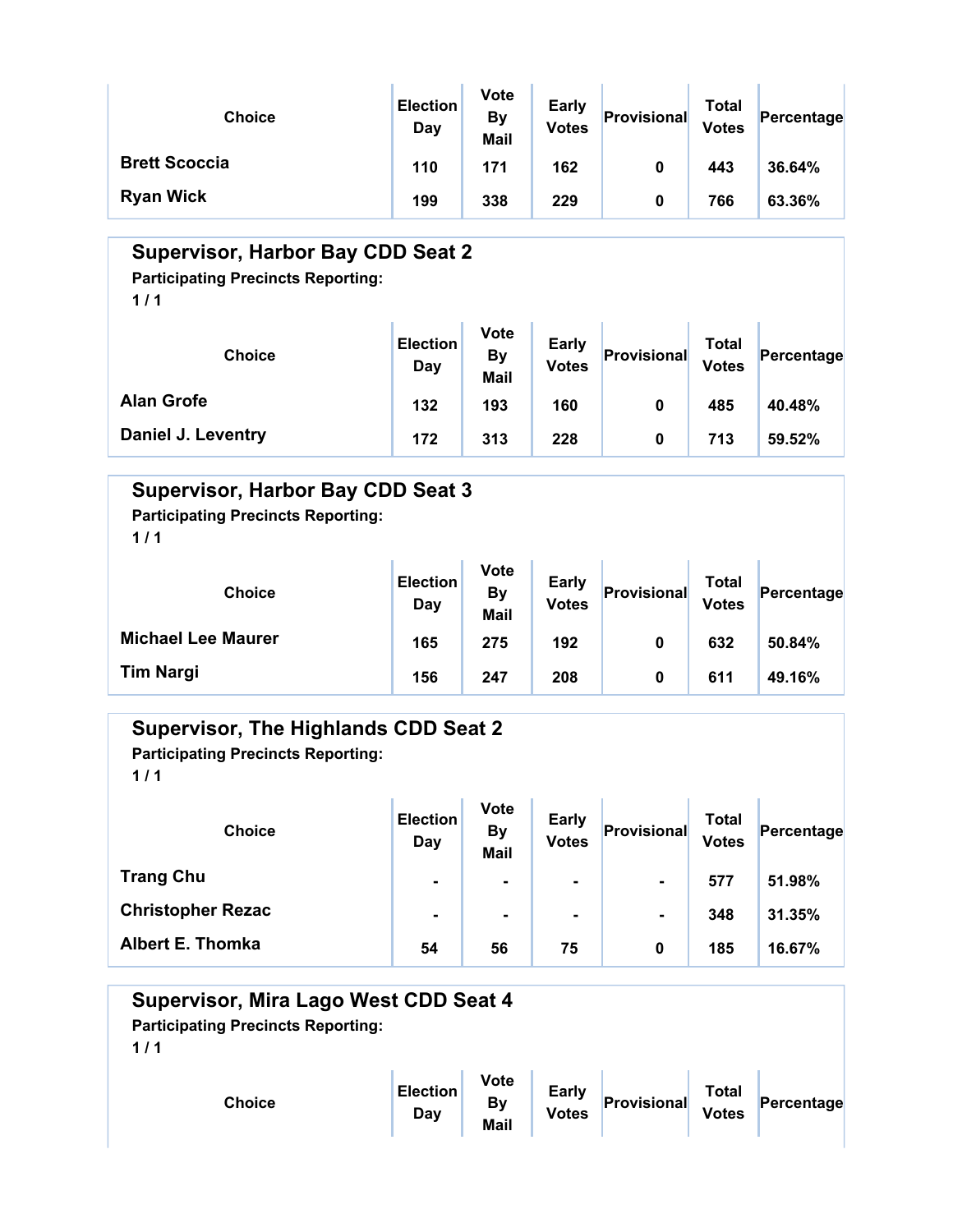| Choice | Election Day | Vote By Mail | Early Votes | Provisional | Total Votes | Percentage |
|---|---|---|---|---|---|---|
| Brett Scoccia | 110 | 171 | 162 | 0 | 443 | 36.64% |
| Ryan Wick | 199 | 338 | 229 | 0 | 766 | 63.36% |

## Supervisor, Harbor Bay CDD Seat 2

**Participating Precincts Reporting:**
**1 / 1**

| Choice | Election Day | Vote By Mail | Early Votes | Provisional | Total Votes | Percentage |
|---|---|---|---|---|---|---|
| Alan Grofe | 132 | 193 | 160 | 0 | 485 | 40.48% |
| Daniel J. Leventry | 172 | 313 | 228 | 0 | 713 | 59.52% |

## Supervisor, Harbor Bay CDD Seat 3

**Participating Precincts Reporting:**
**1 / 1**

| Choice | Election Day | Vote By Mail | Early Votes | Provisional | Total Votes | Percentage |
|---|---|---|---|---|---|---|
| Michael Lee Maurer | 165 | 275 | 192 | 0 | 632 | 50.84% |
| Tim Nargi | 156 | 247 | 208 | 0 | 611 | 49.16% |

## Supervisor, The Highlands CDD Seat 2

**Participating Precincts Reporting:**
**1 / 1**

| Choice | Election Day | Vote By Mail | Early Votes | Provisional | Total Votes | Percentage |
|---|---|---|---|---|---|---|
| Trang Chu | - | - | - | - | 577 | 51.98% |
| Christopher Rezac | - | - | - | - | 348 | 31.35% |
| Albert E. Thomka | 54 | 56 | 75 | 0 | 185 | 16.67% |

## Supervisor, Mira Lago West CDD Seat 4

**Participating Precincts Reporting:**
**1 / 1**

| Choice | Election Day | Vote By Mail | Early Votes | Provisional | Total Votes | Percentage |
|---|---|---|---|---|---|---|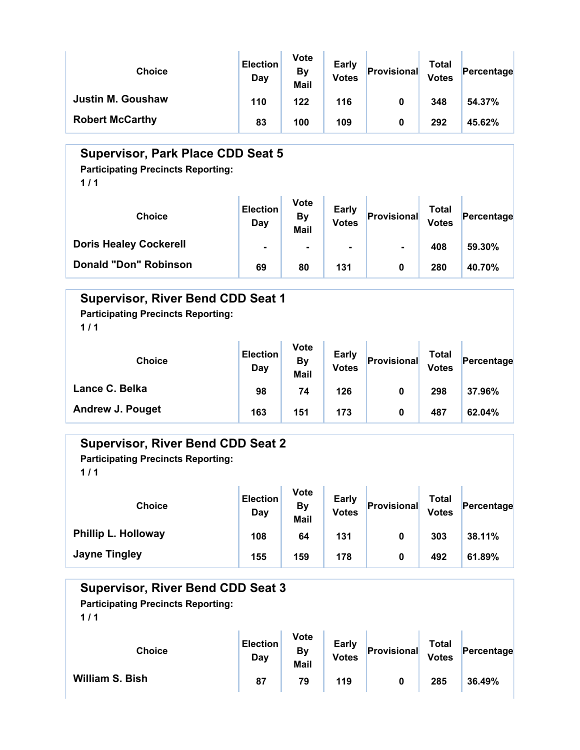| Choice | Election Day | Vote By Mail | Early Votes | Provisional | Total Votes | Percentage |
|---|---|---|---|---|---|---|
| Justin M. Goushaw | 110 | 122 | 116 | 0 | 348 | 54.37% |
| Robert McCarthy | 83 | 100 | 109 | 0 | 292 | 45.62% |

## Supervisor, Park Place CDD Seat 5

**Participating Precincts Reporting:**
**1 / 1**

| Choice | Election Day | Vote By Mail | Early Votes | Provisional | Total Votes | Percentage |
|---|---|---|---|---|---|---|
| Doris Healey Cockerell | - | - | - | - | 408 | 59.30% |
| Donald "Don" Robinson | 69 | 80 | 131 | 0 | 280 | 40.70% |

## Supervisor, River Bend CDD Seat 1

**Participating Precincts Reporting:**
**1 / 1**

| Choice | Election Day | Vote By Mail | Early Votes | Provisional | Total Votes | Percentage |
|---|---|---|---|---|---|---|
| Lance C. Belka | 98 | 74 | 126 | 0 | 298 | 37.96% |
| Andrew J. Pouget | 163 | 151 | 173 | 0 | 487 | 62.04% |

## Supervisor, River Bend CDD Seat 2

**Participating Precincts Reporting:**
**1 / 1**

| Choice | Election Day | Vote By Mail | Early Votes | Provisional | Total Votes | Percentage |
|---|---|---|---|---|---|---|
| Phillip L. Holloway | 108 | 64 | 131 | 0 | 303 | 38.11% |
| Jayne Tingley | 155 | 159 | 178 | 0 | 492 | 61.89% |

## Supervisor, River Bend CDD Seat 3

**Participating Precincts Reporting:**
**1 / 1**

| Choice | Election Day | Vote By Mail | Early Votes | Provisional | Total Votes | Percentage |
|---|---|---|---|---|---|---|
| William S. Bish | 87 | 79 | 119 | 0 | 285 | 36.49% |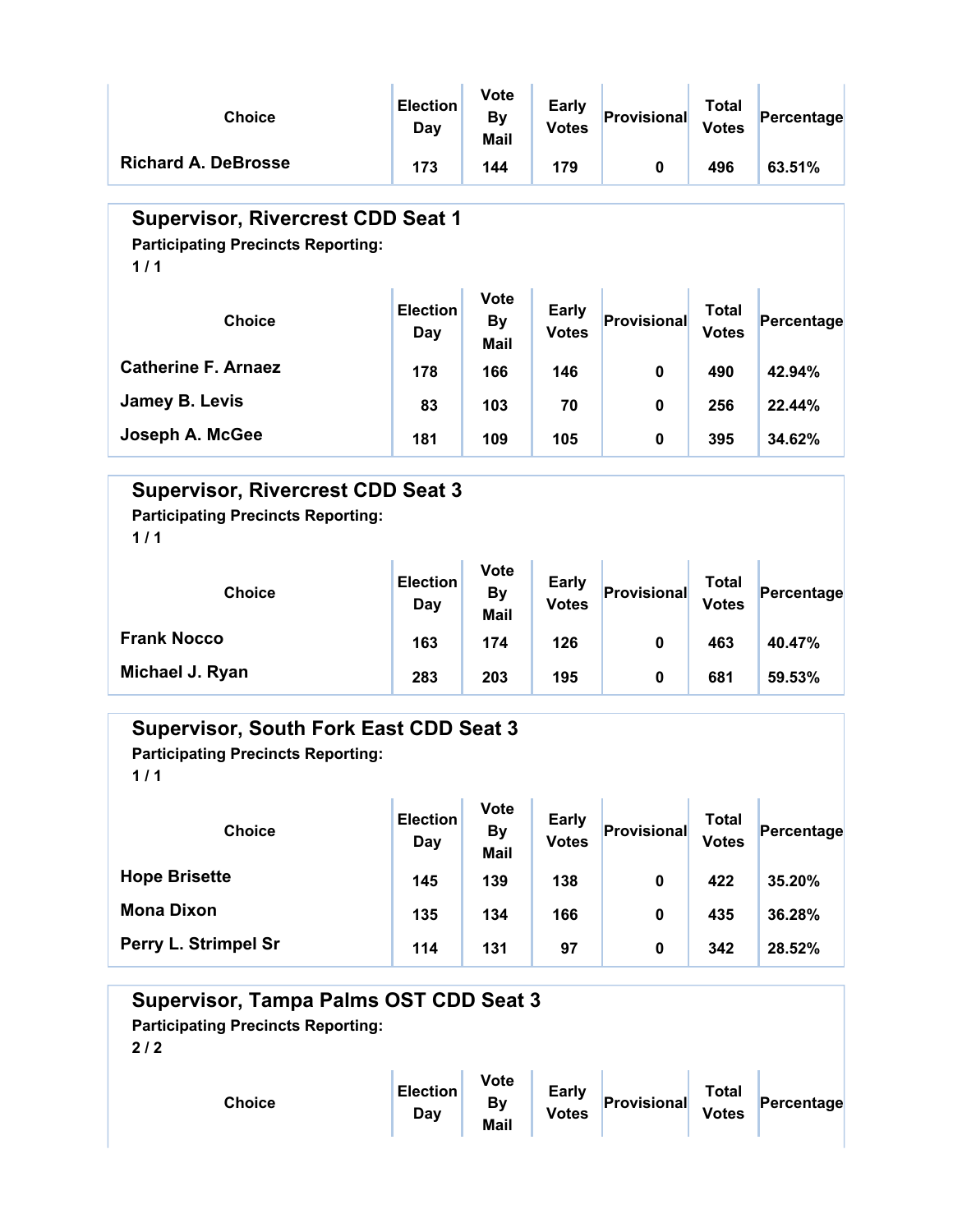| Choice | Election Day | Vote By Mail | Early Votes | Provisional | Total Votes | Percentage |
|---|---|---|---|---|---|---|
| Richard A. DeBrosse | 173 | 144 | 179 | 0 | 496 | 63.51% |

## Supervisor, Rivercrest CDD Seat 1

**Participating Precincts Reporting:**
**1 / 1**

| Choice | Election Day | Vote By Mail | Early Votes | Provisional | Total Votes | Percentage |
|---|---|---|---|---|---|---|
| Catherine F. Arnaez | 178 | 166 | 146 | 0 | 490 | 42.94% |
| Jamey B. Levis | 83 | 103 | 70 | 0 | 256 | 22.44% |
| Joseph A. McGee | 181 | 109 | 105 | 0 | 395 | 34.62% |

## Supervisor, Rivercrest CDD Seat 3

**Participating Precincts Reporting:**
**1 / 1**

| Choice | Election Day | Vote By Mail | Early Votes | Provisional | Total Votes | Percentage |
|---|---|---|---|---|---|---|
| Frank Nocco | 163 | 174 | 126 | 0 | 463 | 40.47% |
| Michael J. Ryan | 283 | 203 | 195 | 0 | 681 | 59.53% |

## Supervisor, South Fork East CDD Seat 3

**Participating Precincts Reporting:**
**1 / 1**

| Choice | Election Day | Vote By Mail | Early Votes | Provisional | Total Votes | Percentage |
|---|---|---|---|---|---|---|
| Hope Brisette | 145 | 139 | 138 | 0 | 422 | 35.20% |
| Mona Dixon | 135 | 134 | 166 | 0 | 435 | 36.28% |
| Perry L. Strimpel Sr | 114 | 131 | 97 | 0 | 342 | 28.52% |

## Supervisor, Tampa Palms OST CDD Seat 3

**Participating Precincts Reporting:**
**2 / 2**

| Choice | Election Day | Vote By Mail | Early Votes | Provisional | Total Votes | Percentage |
|---|---|---|---|---|---|---|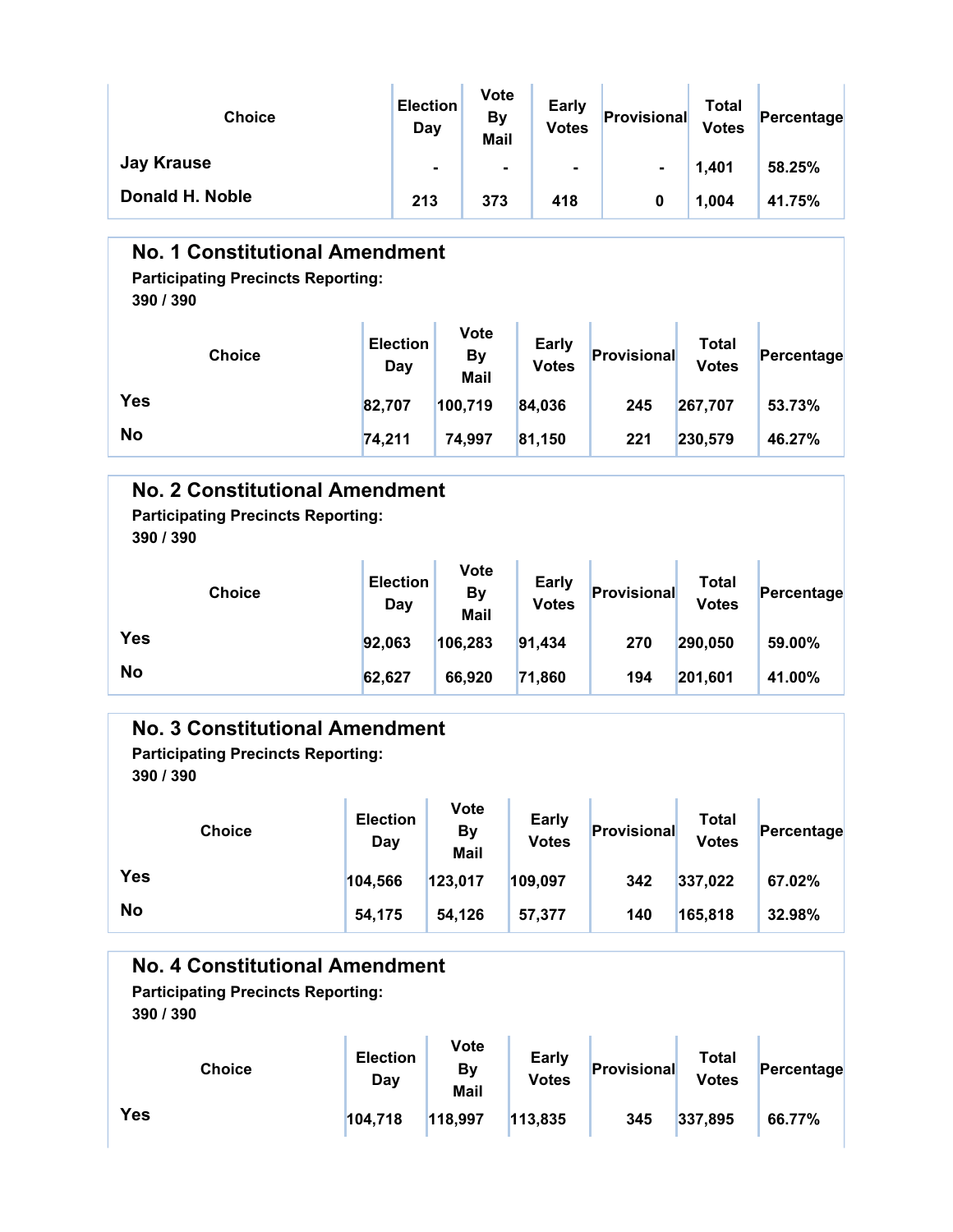| Choice | Election Day | Vote By Mail | Early Votes | Provisional | Total Votes | Percentage |
| --- | --- | --- | --- | --- | --- | --- |
| Jay Krause | - | - | - | - | 1,401 | 58.25% |
| Donald H. Noble | 213 | 373 | 418 | 0 | 1,004 | 41.75% |

## No. 1 Constitutional Amendment

**Participating Precincts Reporting:**
**390 / 390**

| Choice | Election Day | Vote By Mail | Early Votes | Provisional | Total Votes | Percentage |
| --- | --- | --- | --- | --- | --- | --- |
| Yes | 82,707 | 100,719 | 84,036 | 245 | 267,707 | 53.73% |
| No | 74,211 | 74,997 | 81,150 | 221 | 230,579 | 46.27% |

## No. 2 Constitutional Amendment

**Participating Precincts Reporting:**
**390 / 390**

| Choice | Election Day | Vote By Mail | Early Votes | Provisional | Total Votes | Percentage |
| --- | --- | --- | --- | --- | --- | --- |
| Yes | 92,063 | 106,283 | 91,434 | 270 | 290,050 | 59.00% |
| No | 62,627 | 66,920 | 71,860 | 194 | 201,601 | 41.00% |

## No. 3 Constitutional Amendment

**Participating Precincts Reporting:**
**390 / 390**

| Choice | Election Day | Vote By Mail | Early Votes | Provisional | Total Votes | Percentage |
| --- | --- | --- | --- | --- | --- | --- |
| Yes | 104,566 | 123,017 | 109,097 | 342 | 337,022 | 67.02% |
| No | 54,175 | 54,126 | 57,377 | 140 | 165,818 | 32.98% |

## No. 4 Constitutional Amendment

**Participating Precincts Reporting:**
**390 / 390**

| Choice | Election Day | Vote By Mail | Early Votes | Provisional | Total Votes | Percentage |
| --- | --- | --- | --- | --- | --- | --- |
| Yes | 104,718 | 118,997 | 113,835 | 345 | 337,895 | 66.77% |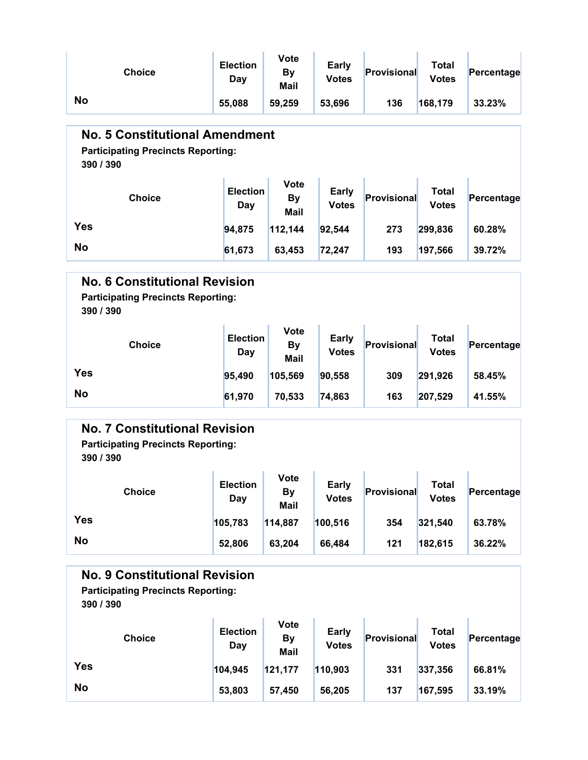| Choice | Election Day | Vote By Mail | Early Votes | Provisional | Total Votes | Percentage |
|---|---|---|---|---|---|---|
| No | 55,088 | 59,259 | 53,696 | 136 | 168,179 | 33.23% |

## No. 5 Constitutional Amendment

**Participating Precincts Reporting:**
**390 / 390**

| Choice | Election Day | Vote By Mail | Early Votes | Provisional | Total Votes | Percentage |
|---|---|---|---|---|---|---|
| Yes | 94,875 | 112,144 | 92,544 | 273 | 299,836 | 60.28% |
| No | 61,673 | 63,453 | 72,247 | 193 | 197,566 | 39.72% |

## No. 6 Constitutional Revision

**Participating Precincts Reporting:**
**390 / 390**

| Choice | Election Day | Vote By Mail | Early Votes | Provisional | Total Votes | Percentage |
|---|---|---|---|---|---|---|
| Yes | 95,490 | 105,569 | 90,558 | 309 | 291,926 | 58.45% |
| No | 61,970 | 70,533 | 74,863 | 163 | 207,529 | 41.55% |

## No. 7 Constitutional Revision

**Participating Precincts Reporting:**
**390 / 390**

| Choice | Election Day | Vote By Mail | Early Votes | Provisional | Total Votes | Percentage |
|---|---|---|---|---|---|---|
| Yes | 105,783 | 114,887 | 100,516 | 354 | 321,540 | 63.78% |
| No | 52,806 | 63,204 | 66,484 | 121 | 182,615 | 36.22% |

## No. 9 Constitutional Revision

**Participating Precincts Reporting:**
**390 / 390**

| Choice | Election Day | Vote By Mail | Early Votes | Provisional | Total Votes | Percentage |
|---|---|---|---|---|---|---|
| Yes | 104,945 | 121,177 | 110,903 | 331 | 337,356 | 66.81% |
| No | 53,803 | 57,450 | 56,205 | 137 | 167,595 | 33.19% |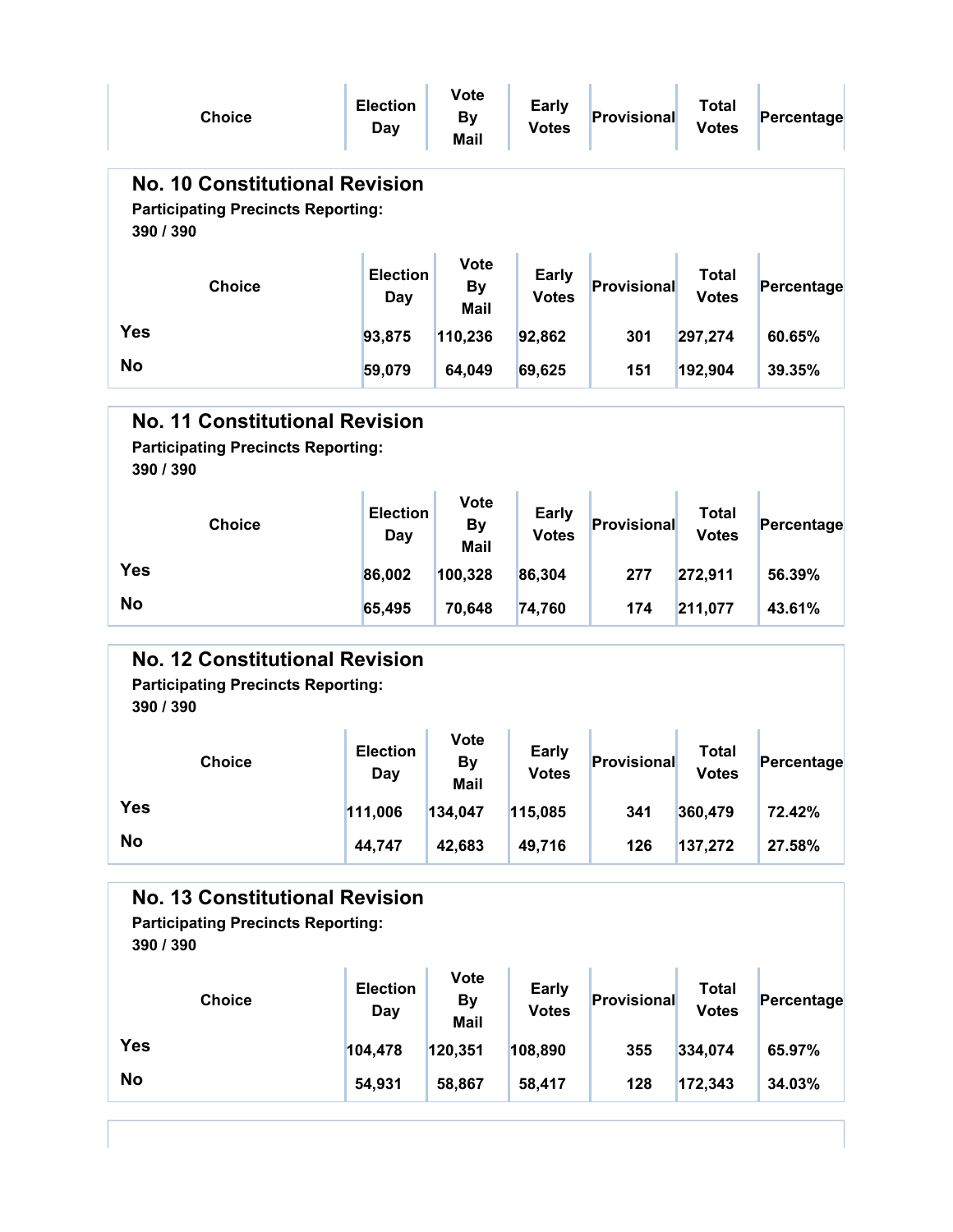| Choice | Election Day | Vote By Mail | Early Votes | Provisional | Total Votes | Percentage |
|---|---|---|---|---|---|---|

## No. 10 Constitutional Revision

**Participating Precincts Reporting:**
**390 / 390**

| Choice | Election Day | Vote By Mail | Early Votes | Provisional | Total Votes | Percentage |
|---|---|---|---|---|---|---|
| Yes | 93,875 | 110,236 | 92,862 | 301 | 297,274 | 60.65% |
| No | 59,079 | 64,049 | 69,625 | 151 | 192,904 | 39.35% |

## No. 11 Constitutional Revision

**Participating Precincts Reporting:**
**390 / 390**

| Choice | Election Day | Vote By Mail | Early Votes | Provisional | Total Votes | Percentage |
|---|---|---|---|---|---|---|
| Yes | 86,002 | 100,328 | 86,304 | 277 | 272,911 | 56.39% |
| No | 65,495 | 70,648 | 74,760 | 174 | 211,077 | 43.61% |

## No. 12 Constitutional Revision

**Participating Precincts Reporting:**
**390 / 390**

| Choice | Election Day | Vote By Mail | Early Votes | Provisional | Total Votes | Percentage |
|---|---|---|---|---|---|---|
| Yes | 111,006 | 134,047 | 115,085 | 341 | 360,479 | 72.42% |
| No | 44,747 | 42,683 | 49,716 | 126 | 137,272 | 27.58% |

## No. 13 Constitutional Revision

**Participating Precincts Reporting:**
**390 / 390**

| Choice | Election Day | Vote By Mail | Early Votes | Provisional | Total Votes | Percentage |
|---|---|---|---|---|---|---|
| Yes | 104,478 | 120,351 | 108,890 | 355 | 334,074 | 65.97% |
| No | 54,931 | 58,867 | 58,417 | 128 | 172,343 | 34.03% |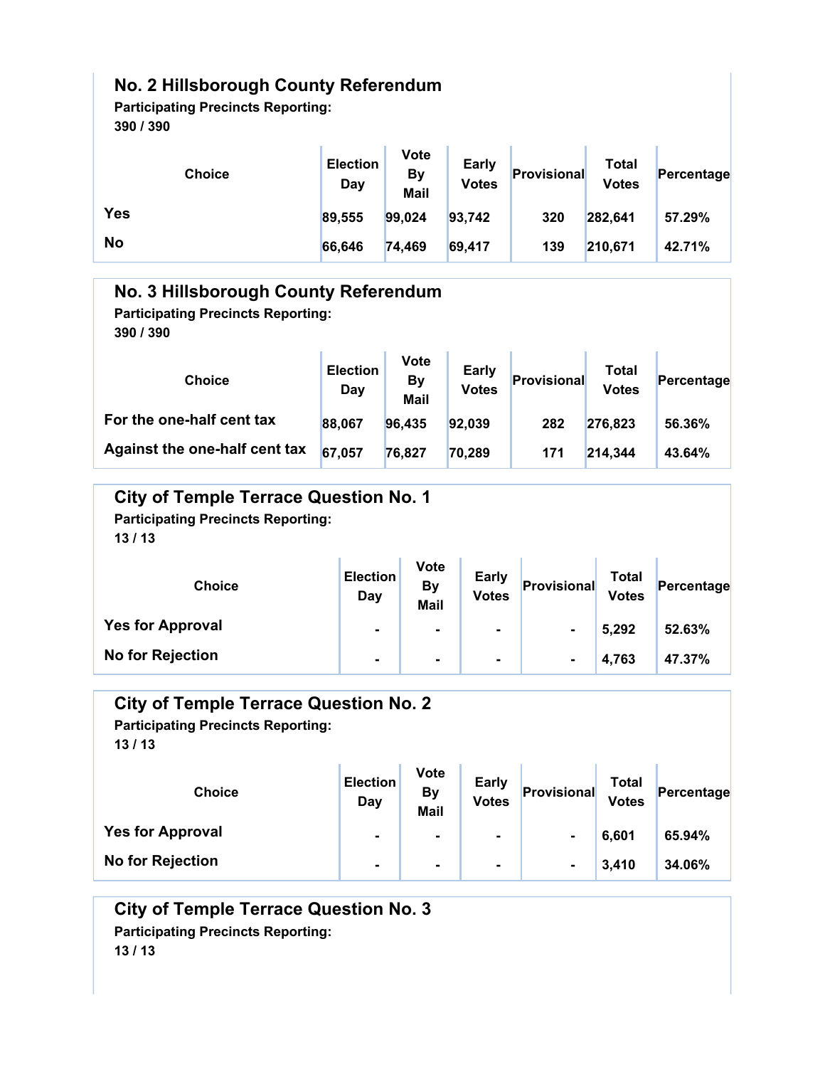## No. 2 Hillsborough County Referendum

**Participating Precincts Reporting:**
**390 / 390**

| Choice | Election Day | Vote By Mail | Early Votes | Provisional | Total Votes | Percentage |
|---|---|---|---|---|---|---|
| Yes | 89,555 | 99,024 | 93,742 | 320 | 282,641 | 57.29% |
| No | 66,646 | 74,469 | 69,417 | 139 | 210,671 | 42.71% |

## No. 3 Hillsborough County Referendum

**Participating Precincts Reporting:**
**390 / 390**

| Choice | Election Day | Vote By Mail | Early Votes | Provisional | Total Votes | Percentage |
|---|---|---|---|---|---|---|
| For the one-half cent tax | 88,067 | 96,435 | 92,039 | 282 | 276,823 | 56.36% |
| Against the one-half cent tax | 67,057 | 76,827 | 70,289 | 171 | 214,344 | 43.64% |

## City of Temple Terrace Question No. 1

**Participating Precincts Reporting:**
**13 / 13**

| Choice | Election Day | Vote By Mail | Early Votes | Provisional | Total Votes | Percentage |
|---|---|---|---|---|---|---|
| Yes for Approval | - | - | - | - | 5,292 | 52.63% |
| No for Rejection | - | - | - | - | 4,763 | 47.37% |

## City of Temple Terrace Question No. 2

**Participating Precincts Reporting:**
**13 / 13**

| Choice | Election Day | Vote By Mail | Early Votes | Provisional | Total Votes | Percentage |
|---|---|---|---|---|---|---|
| Yes for Approval | - | - | - | - | 6,601 | 65.94% |
| No for Rejection | - | - | - | - | 3,410 | 34.06% |

## City of Temple Terrace Question No. 3

**Participating Precincts Reporting:**
**13 / 13**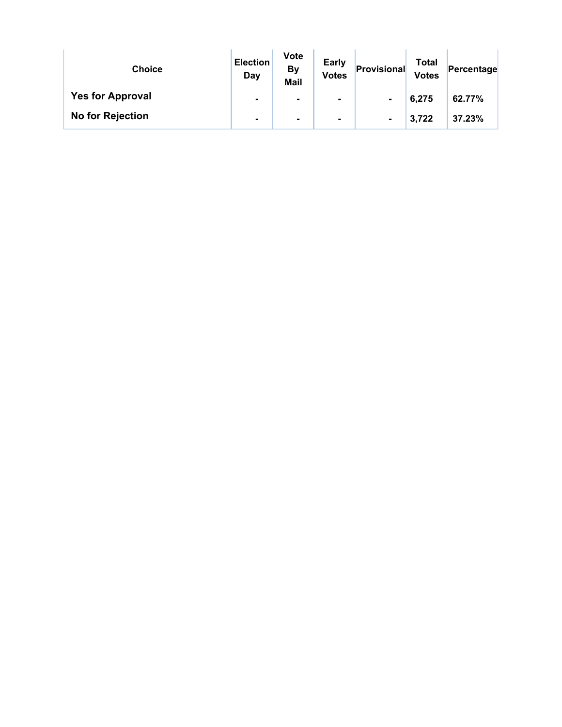| Choice | Election Day | Vote By Mail | Early Votes | Provisional | Total Votes | Percentage |
|---|---|---|---|---|---|---|
| **Yes for Approval** | - | - | - | - | 6,275 | 62.77% |
| **No for Rejection** | - | - | - | - | 3,722 | 37.23% |